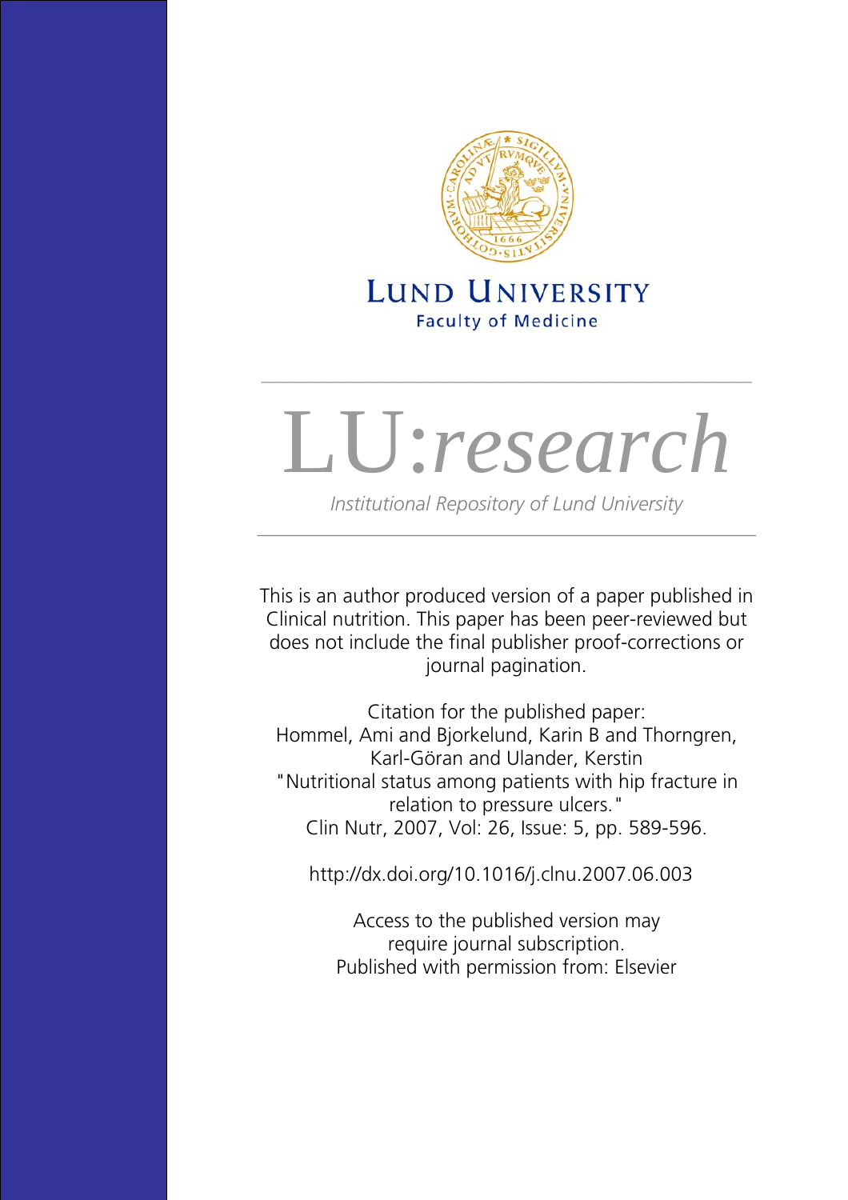# LUND UNIVERSITY

Faculty of Medicine

# LU:*research*

*Institutional Repository of Lund University*

This is an author produced version of a paper published in Clinical nutrition. This paper has been peer-reviewed but does not include the final publisher proof-corrections or journal pagination.

Citation for the published paper:
Hommel, Ami and Bjorkelund, Karin B and Thorngren, Karl-Göran and Ulander, Kerstin
"Nutritional status among patients with hip fracture in relation to pressure ulcers."
Clin Nutr, 2007, Vol: 26, Issue: 5, pp. 589-596.

http://dx.doi.org/10.1016/j.clnu.2007.06.003

Access to the published version may require journal subscription.
Published with permission from: Elsevier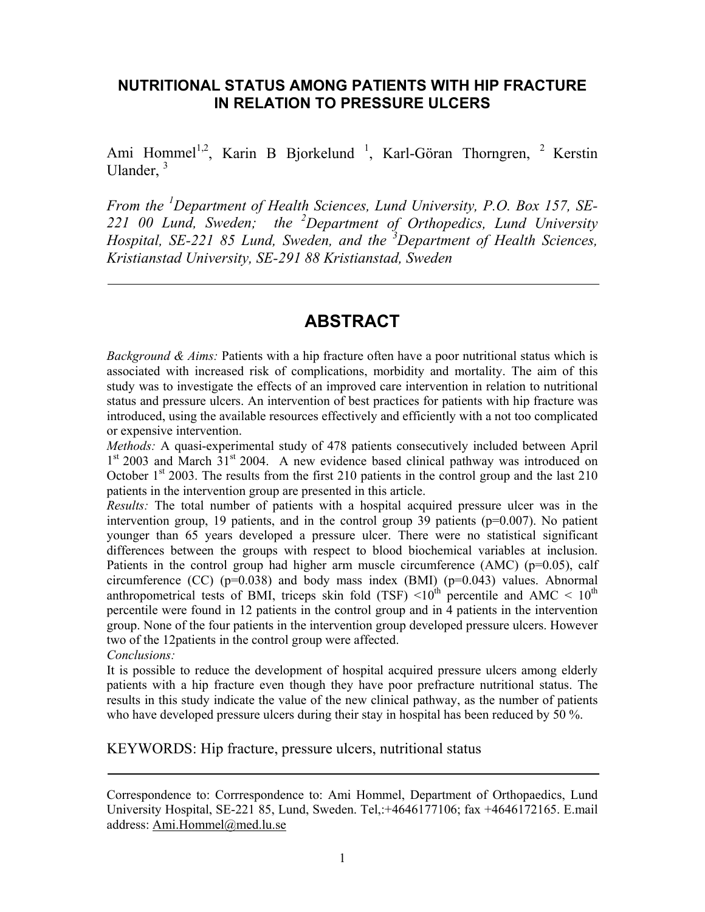# NUTRITIONAL STATUS AMONG PATIENTS WITH HIP FRACTURE IN RELATION TO PRESSURE ULCERS

Ami Hommel[1,2], Karin B Bjorkelund [1], Karl-Göran Thorngren, [2] Kerstin Ulander, [3]

*From the [1]Department of Health Sciences, Lund University, P.O. Box 157, SE-221 00 Lund, Sweden; the [2]Department of Orthopedics, Lund University Hospital, SE-221 85 Lund, Sweden, and the [3]Department of Health Sciences, Kristianstad University, SE-291 88 Kristianstad, Sweden*

---

## ABSTRACT

*Background & Aims:* Patients with a hip fracture often have a poor nutritional status which is associated with increased risk of complications, morbidity and mortality. The aim of this study was to investigate the effects of an improved care intervention in relation to nutritional status and pressure ulcers. An intervention of best practices for patients with hip fracture was introduced, using the available resources effectively and efficiently with a not too complicated or expensive intervention.

*Methods:* A quasi-experimental study of 478 patients consecutively included between April 1st 2003 and March 31st 2004. A new evidence based clinical pathway was introduced on October 1st 2003. The results from the first 210 patients in the control group and the last 210 patients in the intervention group are presented in this article.

*Results:* The total number of patients with a hospital acquired pressure ulcer was in the intervention group, 19 patients, and in the control group 39 patients ($p=0.007$). No patient younger than 65 years developed a pressure ulcer. There were no statistical significant differences between the groups with respect to blood biochemical variables at inclusion. Patients in the control group had higher arm muscle circumference (AMC) ($p=0.05$), calf circumference (CC) ($p=0.038$) and body mass index (BMI) ($p=0.043$) values. Abnormal anthropometrical tests of BMI, triceps skin fold (TSF) <10th percentile and AMC < 10th percentile were found in 12 patients in the control group and in 4 patients in the intervention group. None of the four patients in the intervention group developed pressure ulcers. However two of the 12patients in the control group were affected.

*Conclusions:*

It is possible to reduce the development of hospital acquired pressure ulcers among elderly patients with a hip fracture even though they have poor prefracture nutritional status. The results in this study indicate the value of the new clinical pathway, as the number of patients who have developed pressure ulcers during their stay in hospital has been reduced by 50 %.

KEYWORDS: Hip fracture, pressure ulcers, nutritional status

---

Correspondence to: Corrrespondence to: Ami Hommel, Department of Orthopaedics, Lund University Hospital, SE-221 85, Lund, Sweden. Tel,:+4646177106; fax +4646172165. E.mail address: Ami.Hommel@med.lu.se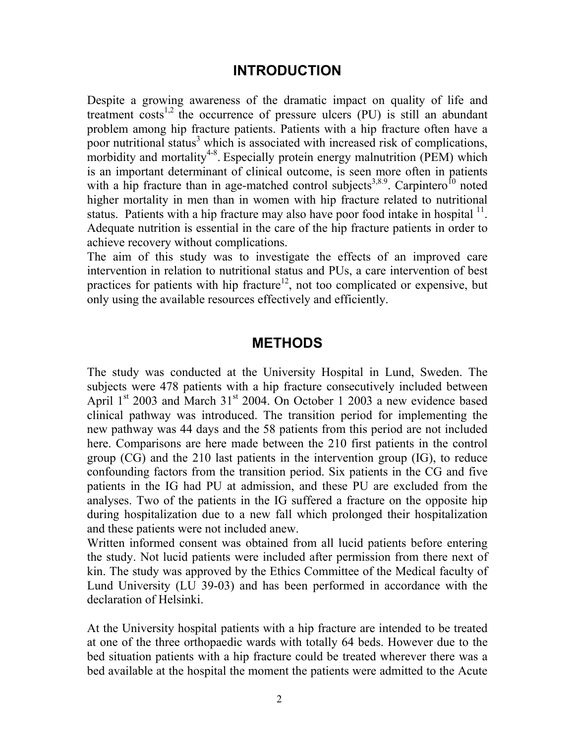## INTRODUCTION

Despite a growing awareness of the dramatic impact on quality of life and treatment costs[1,2] the occurrence of pressure ulcers (PU) is still an abundant problem among hip fracture patients. Patients with a hip fracture often have a poor nutritional status[3] which is associated with increased risk of complications, morbidity and mortality[4-8]. Especially protein energy malnutrition (PEM) which is an important determinant of clinical outcome, is seen more often in patients with a hip fracture than in age-matched control subjects[3,8,9]. Carpintero[10] noted higher mortality in men than in women with hip fracture related to nutritional status. Patients with a hip fracture may also have poor food intake in hospital [11]. Adequate nutrition is essential in the care of the hip fracture patients in order to achieve recovery without complications.
The aim of this study was to investigate the effects of an improved care intervention in relation to nutritional status and PUs, a care intervention of best practices for patients with hip fracture[12], not too complicated or expensive, but only using the available resources effectively and efficiently.

## METHODS

The study was conducted at the University Hospital in Lund, Sweden. The subjects were 478 patients with a hip fracture consecutively included between April 1st 2003 and March 31st 2004. On October 1 2003 a new evidence based clinical pathway was introduced. The transition period for implementing the new pathway was 44 days and the 58 patients from this period are not included here. Comparisons are here made between the 210 first patients in the control group (CG) and the 210 last patients in the intervention group (IG), to reduce confounding factors from the transition period. Six patients in the CG and five patients in the IG had PU at admission, and these PU are excluded from the analyses. Two of the patients in the IG suffered a fracture on the opposite hip during hospitalization due to a new fall which prolonged their hospitalization and these patients were not included anew.
Written informed consent was obtained from all lucid patients before entering the study. Not lucid patients were included after permission from there next of kin. The study was approved by the Ethics Committee of the Medical faculty of Lund University (LU 39-03) and has been performed in accordance with the declaration of Helsinki.

At the University hospital patients with a hip fracture are intended to be treated at one of the three orthopaedic wards with totally 64 beds. However due to the bed situation patients with a hip fracture could be treated wherever there was a bed available at the hospital the moment the patients were admitted to the Acute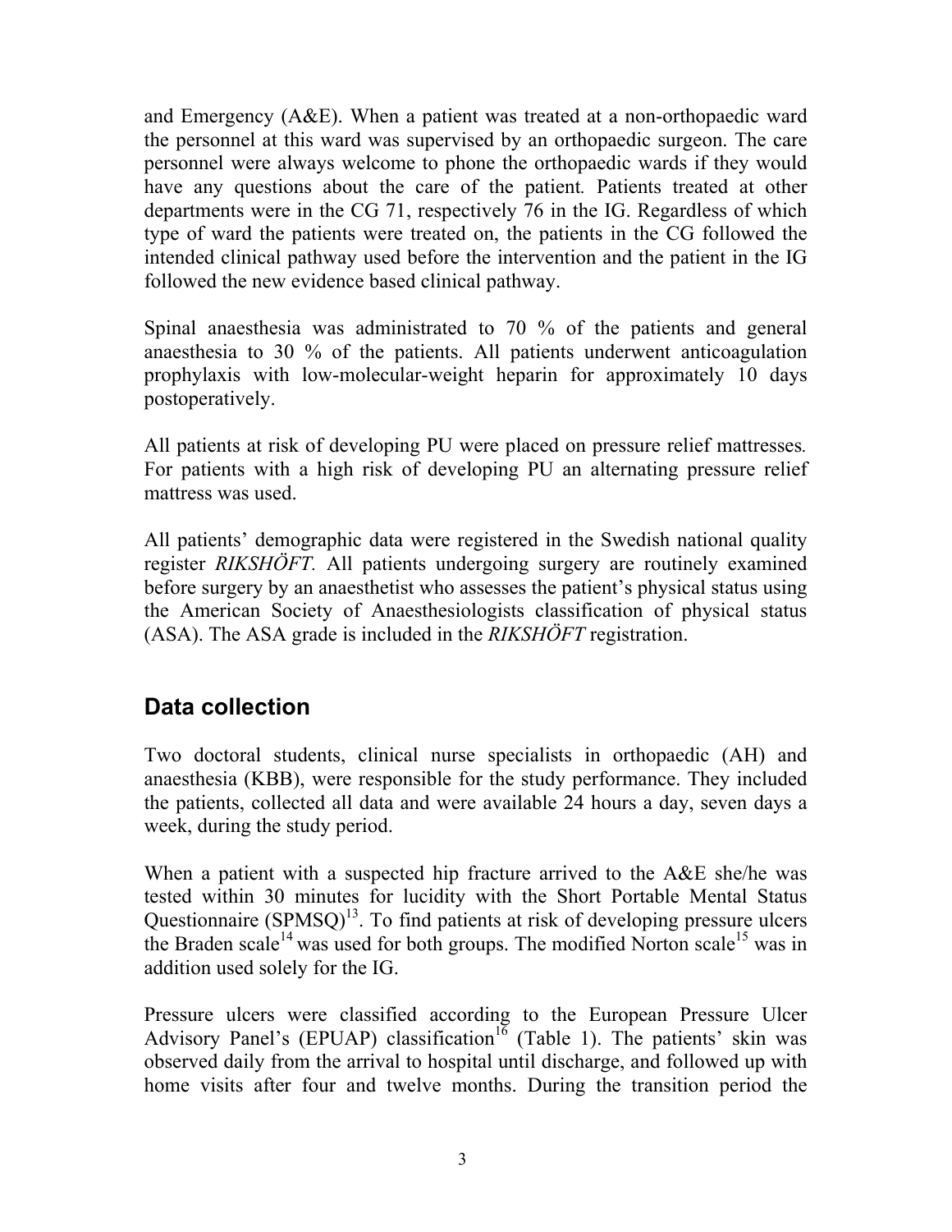and Emergency (A&E). When a patient was treated at a non-orthopaedic ward the personnel at this ward was supervised by an orthopaedic surgeon. The care personnel were always welcome to phone the orthopaedic wards if they would have any questions about the care of the patient. Patients treated at other departments were in the CG 71, respectively 76 in the IG. Regardless of which type of ward the patients were treated on, the patients in the CG followed the intended clinical pathway used before the intervention and the patient in the IG followed the new evidence based clinical pathway.

Spinal anaesthesia was administrated to 70 % of the patients and general anaesthesia to 30 % of the patients. All patients underwent anticoagulation prophylaxis with low-molecular-weight heparin for approximately 10 days postoperatively.

All patients at risk of developing PU were placed on pressure relief mattresses. For patients with a high risk of developing PU an alternating pressure relief mattress was used.

All patients' demographic data were registered in the Swedish national quality register *RIKSHÖFT*. All patients undergoing surgery are routinely examined before surgery by an anaesthetist who assesses the patient's physical status using the American Society of Anaesthesiologists classification of physical status (ASA). The ASA grade is included in the *RIKSHÖFT* registration.

## Data collection

Two doctoral students, clinical nurse specialists in orthopaedic (AH) and anaesthesia (KBB), were responsible for the study performance. They included the patients, collected all data and were available 24 hours a day, seven days a week, during the study period.

When a patient with a suspected hip fracture arrived to the A&E she/he was tested within 30 minutes for lucidity with the Short Portable Mental Status Questionnaire (SPMSQ)[13]. To find patients at risk of developing pressure ulcers the Braden scale[14] was used for both groups. The modified Norton scale[15] was in addition used solely for the IG.

Pressure ulcers were classified according to the European Pressure Ulcer Advisory Panel's (EPUAP) classification[16] (Table 1). The patients' skin was observed daily from the arrival to hospital until discharge, and followed up with home visits after four and twelve months. During the transition period the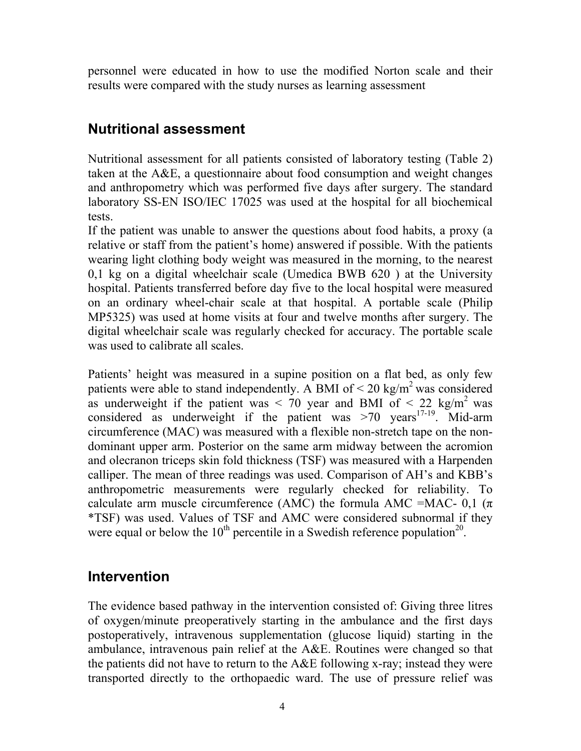personnel were educated in how to use the modified Norton scale and their results were compared with the study nurses as learning assessment

## Nutritional assessment

Nutritional assessment for all patients consisted of laboratory testing (Table 2) taken at the A&E, a questionnaire about food consumption and weight changes and anthropometry which was performed five days after surgery. The standard laboratory SS-EN ISO/IEC 17025 was used at the hospital for all biochemical tests.

If the patient was unable to answer the questions about food habits, a proxy (a relative or staff from the patient's home) answered if possible. With the patients wearing light clothing body weight was measured in the morning, to the nearest 0,1 kg on a digital wheelchair scale (Umedica BWB 620 ) at the University hospital. Patients transferred before day five to the local hospital were measured on an ordinary wheel-chair scale at that hospital. A portable scale (Philip MP5325) was used at home visits at four and twelve months after surgery. The digital wheelchair scale was regularly checked for accuracy. The portable scale was used to calibrate all scales.

Patients' height was measured in a supine position on a flat bed, as only few patients were able to stand independently. A BMI of < 20 kg/m$^2$ was considered as underweight if the patient was < 70 year and BMI of < 22 kg/m$^2$ was considered as underweight if the patient was >70 years[17-19]. Mid-arm circumference (MAC) was measured with a flexible non-stretch tape on the non-dominant upper arm. Posterior on the same arm midway between the acromion and olecranon triceps skin fold thickness (TSF) was measured with a Harpenden calliper. The mean of three readings was used. Comparison of AH's and KBB's anthropometric measurements were regularly checked for reliability. To calculate arm muscle circumference (AMC) the formula AMC =MAC- 0,1 ($\pi$ *TSF) was used. Values of TSF and AMC were considered subnormal if they were equal or below the 10$^{th}$ percentile in a Swedish reference population[20].

## Intervention

The evidence based pathway in the intervention consisted of: Giving three litres of oxygen/minute preoperatively starting in the ambulance and the first days postoperatively, intravenous supplementation (glucose liquid) starting in the ambulance, intravenous pain relief at the A&E. Routines were changed so that the patients did not have to return to the A&E following x-ray; instead they were transported directly to the orthopaedic ward. The use of pressure relief was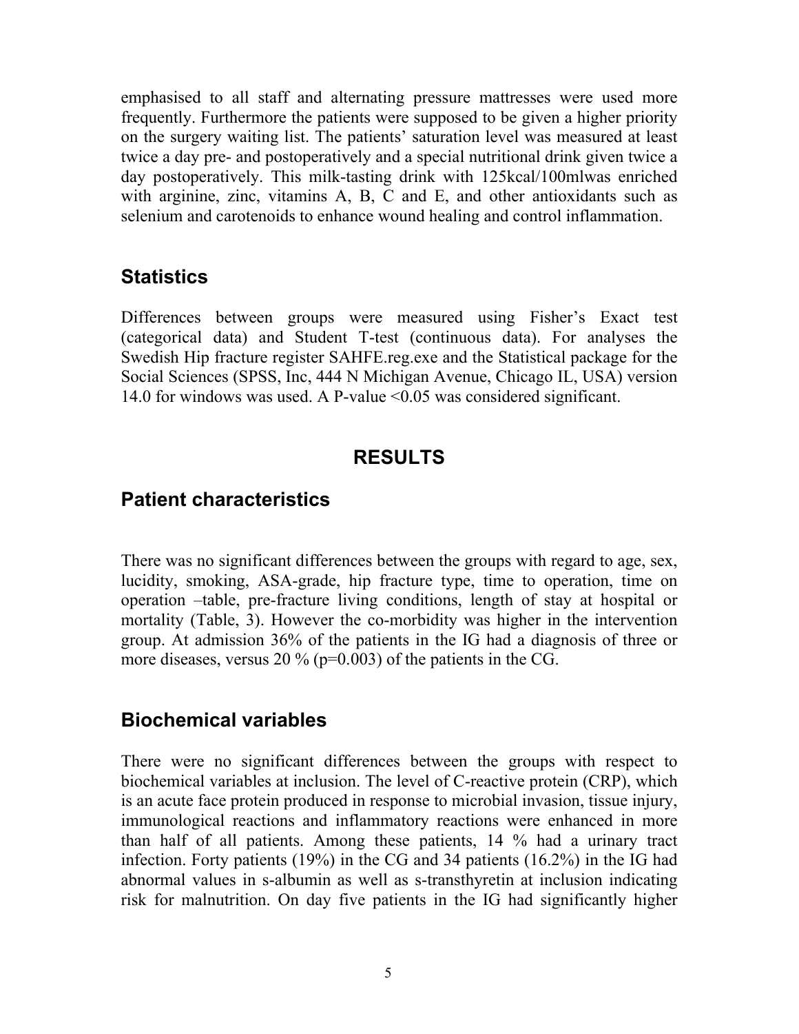emphasised to all staff and alternating pressure mattresses were used more frequently. Furthermore the patients were supposed to be given a higher priority on the surgery waiting list. The patients' saturation level was measured at least twice a day pre- and postoperatively and a special nutritional drink given twice a day postoperatively. This milk-tasting drink with 125kcal/100mlwas enriched with arginine, zinc, vitamins A, B, C and E, and other antioxidants such as selenium and carotenoids to enhance wound healing and control inflammation.

## Statistics

Differences between groups were measured using Fisher's Exact test (categorical data) and Student T-test (continuous data). For analyses the Swedish Hip fracture register SAHFE.reg.exe and the Statistical package for the Social Sciences (SPSS, Inc, 444 N Michigan Avenue, Chicago IL, USA) version 14.0 for windows was used. A P-value <0.05 was considered significant.

# RESULTS

## Patient characteristics

There was no significant differences between the groups with regard to age, sex, lucidity, smoking, ASA-grade, hip fracture type, time to operation, time on operation –table, pre-fracture living conditions, length of stay at hospital or mortality (Table, 3). However the co-morbidity was higher in the intervention group. At admission 36% of the patients in the IG had a diagnosis of three or more diseases, versus 20 % (p=0.003) of the patients in the CG.

## Biochemical variables

There were no significant differences between the groups with respect to biochemical variables at inclusion. The level of C-reactive protein (CRP), which is an acute face protein produced in response to microbial invasion, tissue injury, immunological reactions and inflammatory reactions were enhanced in more than half of all patients. Among these patients, 14 % had a urinary tract infection. Forty patients (19%) in the CG and 34 patients (16.2%) in the IG had abnormal values in s-albumin as well as s-transthyretin at inclusion indicating risk for malnutrition. On day five patients in the IG had significantly higher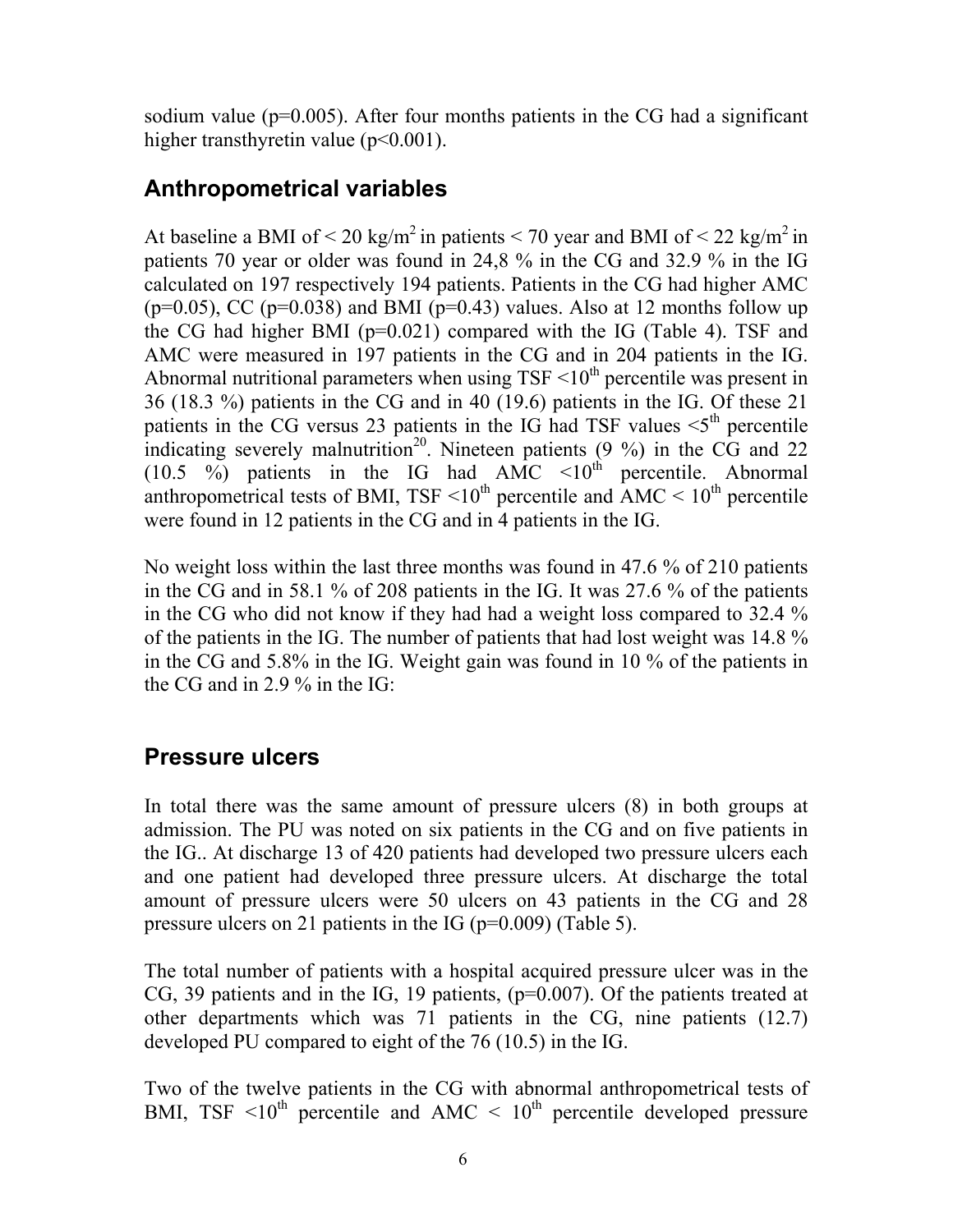sodium value (p=0.005). After four months patients in the CG had a significant higher transthyretin value (p<0.001).

## Anthropometrical variables

At baseline a BMI of < 20 kg/m$^2$ in patients < 70 year and BMI of < 22 kg/m$^2$ in patients 70 year or older was found in 24,8 % in the CG and 32.9 % in the IG calculated on 197 respectively 194 patients. Patients in the CG had higher AMC (p=0.05), CC (p=0.038) and BMI (p=0.43) values. Also at 12 months follow up the CG had higher BMI (p=0.021) compared with the IG (Table 4). TSF and AMC were measured in 197 patients in the CG and in 204 patients in the IG. Abnormal nutritional parameters when using TSF <10$^{th}$ percentile was present in 36 (18.3 %) patients in the CG and in 40 (19.6) patients in the IG. Of these 21 patients in the CG versus 23 patients in the IG had TSF values <5$^{th}$ percentile indicating severely malnutrition[20]. Nineteen patients (9 %) in the CG and 22 (10.5 %) patients in the IG had AMC <10$^{th}$ percentile. Abnormal anthropometrical tests of BMI, TSF <10$^{th}$ percentile and AMC < 10$^{th}$ percentile were found in 12 patients in the CG and in 4 patients in the IG.

No weight loss within the last three months was found in 47.6 % of 210 patients in the CG and in 58.1 % of 208 patients in the IG. It was 27.6 % of the patients in the CG who did not know if they had had a weight loss compared to 32.4 % of the patients in the IG. The number of patients that had lost weight was 14.8 % in the CG and 5.8% in the IG. Weight gain was found in 10 % of the patients in the CG and in 2.9 % in the IG:

## Pressure ulcers

In total there was the same amount of pressure ulcers (8) in both groups at admission. The PU was noted on six patients in the CG and on five patients in the IG.. At discharge 13 of 420 patients had developed two pressure ulcers each and one patient had developed three pressure ulcers. At discharge the total amount of pressure ulcers were 50 ulcers on 43 patients in the CG and 28 pressure ulcers on 21 patients in the IG (p=0.009) (Table 5).

The total number of patients with a hospital acquired pressure ulcer was in the CG, 39 patients and in the IG, 19 patients, (p=0.007). Of the patients treated at other departments which was 71 patients in the CG, nine patients (12.7) developed PU compared to eight of the 76 (10.5) in the IG.

Two of the twelve patients in the CG with abnormal anthropometrical tests of BMI, TSF <10$^{th}$ percentile and AMC < 10$^{th}$ percentile developed pressure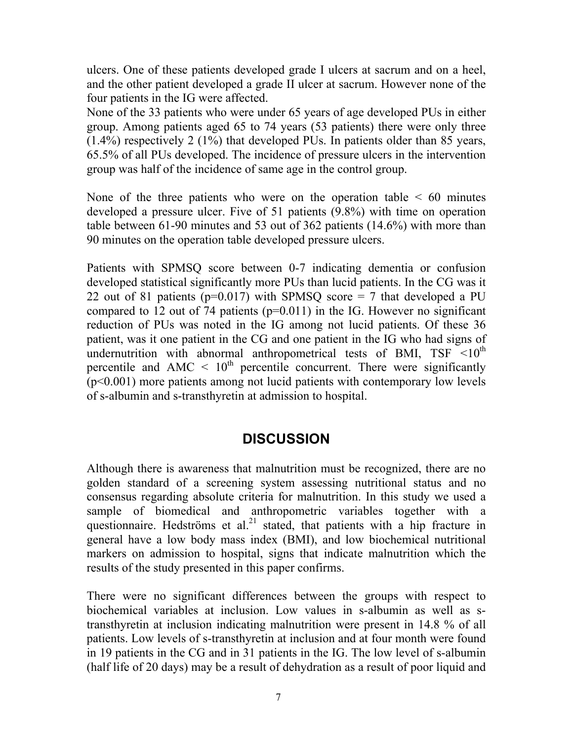ulcers. One of these patients developed grade I ulcers at sacrum and on a heel, and the other patient developed a grade II ulcer at sacrum. However none of the four patients in the IG were affected.

None of the 33 patients who were under 65 years of age developed PUs in either group. Among patients aged 65 to 74 years (53 patients) there were only three (1.4%) respectively 2 (1%) that developed PUs. In patients older than 85 years, 65.5% of all PUs developed. The incidence of pressure ulcers in the intervention group was half of the incidence of same age in the control group.

None of the three patients who were on the operation table < 60 minutes developed a pressure ulcer. Five of 51 patients (9.8%) with time on operation table between 61-90 minutes and 53 out of 362 patients (14.6%) with more than 90 minutes on the operation table developed pressure ulcers.

Patients with SPMSQ score between 0-7 indicating dementia or confusion developed statistical significantly more PUs than lucid patients. In the CG was it 22 out of 81 patients ($p=0.017$) with SPMSQ score = 7 that developed a PU compared to 12 out of 74 patients ($p=0.011$) in the IG. However no significant reduction of PUs was noted in the IG among not lucid patients. Of these 36 patient, was it one patient in the CG and one patient in the IG who had signs of undernutrition with abnormal anthropometrical tests of BMI, TSF <10$^{th}$ percentile and AMC < 10$^{th}$ percentile concurrent. There were significantly ($p<0.001$) more patients among not lucid patients with contemporary low levels of s-albumin and s-transthyretin at admission to hospital.

## DISCUSSION

Although there is awareness that malnutrition must be recognized, there are no golden standard of a screening system assessing nutritional status and no consensus regarding absolute criteria for malnutrition. In this study we used a sample of biomedical and anthropometric variables together with a questionnaire. Hedströms et al.[21] stated, that patients with a hip fracture in general have a low body mass index (BMI), and low biochemical nutritional markers on admission to hospital, signs that indicate malnutrition which the results of the study presented in this paper confirms.

There were no significant differences between the groups with respect to biochemical variables at inclusion. Low values in s-albumin as well as s-transthyretin at inclusion indicating malnutrition were present in 14.8 % of all patients. Low levels of s-transthyretin at inclusion and at four month were found in 19 patients in the CG and in 31 patients in the IG. The low level of s-albumin (half life of 20 days) may be a result of dehydration as a result of poor liquid and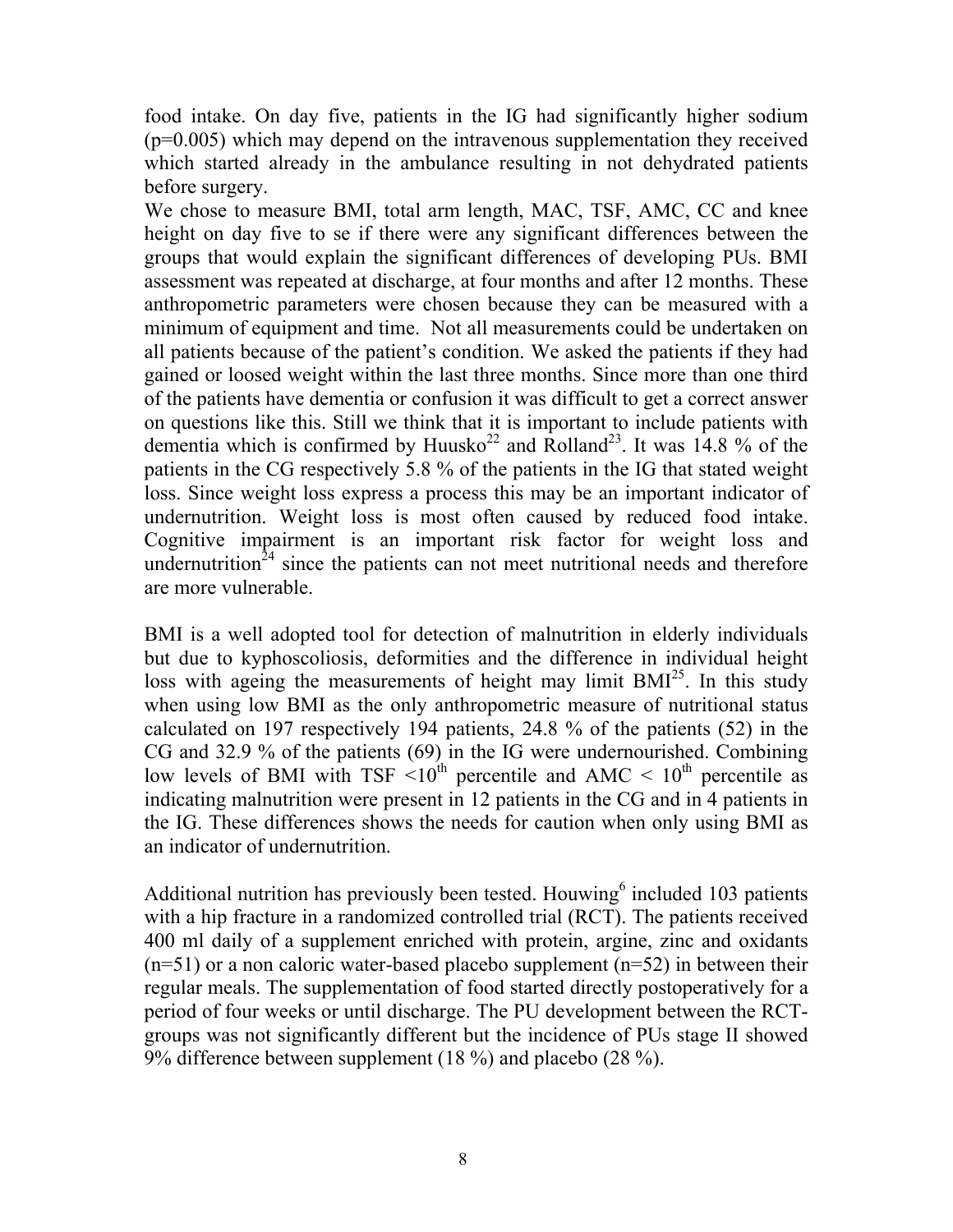food intake. On day five, patients in the IG had significantly higher sodium (p=0.005) which may depend on the intravenous supplementation they received which started already in the ambulance resulting in not dehydrated patients before surgery.

We chose to measure BMI, total arm length, MAC, TSF, AMC, CC and knee height on day five to se if there were any significant differences between the groups that would explain the significant differences of developing PUs. BMI assessment was repeated at discharge, at four months and after 12 months. These anthropometric parameters were chosen because they can be measured with a minimum of equipment and time. Not all measurements could be undertaken on all patients because of the patient's condition. We asked the patients if they had gained or loosed weight within the last three months. Since more than one third of the patients have dementia or confusion it was difficult to get a correct answer on questions like this. Still we think that it is important to include patients with dementia which is confirmed by Huusko[22] and Rolland[23]. It was 14.8 % of the patients in the CG respectively 5.8 % of the patients in the IG that stated weight loss. Since weight loss express a process this may be an important indicator of undernutrition. Weight loss is most often caused by reduced food intake. Cognitive impairment is an important risk factor for weight loss and undernutrition[24] since the patients can not meet nutritional needs and therefore are more vulnerable.

BMI is a well adopted tool for detection of malnutrition in elderly individuals but due to kyphoscoliosis, deformities and the difference in individual height loss with ageing the measurements of height may limit BMI[25]. In this study when using low BMI as the only anthropometric measure of nutritional status calculated on 197 respectively 194 patients, 24.8 % of the patients (52) in the CG and 32.9 % of the patients (69) in the IG were undernourished. Combining low levels of BMI with TSF $<10^{th}$ percentile and AMC $< 10^{th}$ percentile as indicating malnutrition were present in 12 patients in the CG and in 4 patients in the IG. These differences shows the needs for caution when only using BMI as an indicator of undernutrition.

Additional nutrition has previously been tested. Houwing[6] included 103 patients with a hip fracture in a randomized controlled trial (RCT). The patients received 400 ml daily of a supplement enriched with protein, argine, zinc and oxidants (n=51) or a non caloric water-based placebo supplement (n=52) in between their regular meals. The supplementation of food started directly postoperatively for a period of four weeks or until discharge. The PU development between the RCT-groups was not significantly different but the incidence of PUs stage II showed 9% difference between supplement (18 %) and placebo (28 %).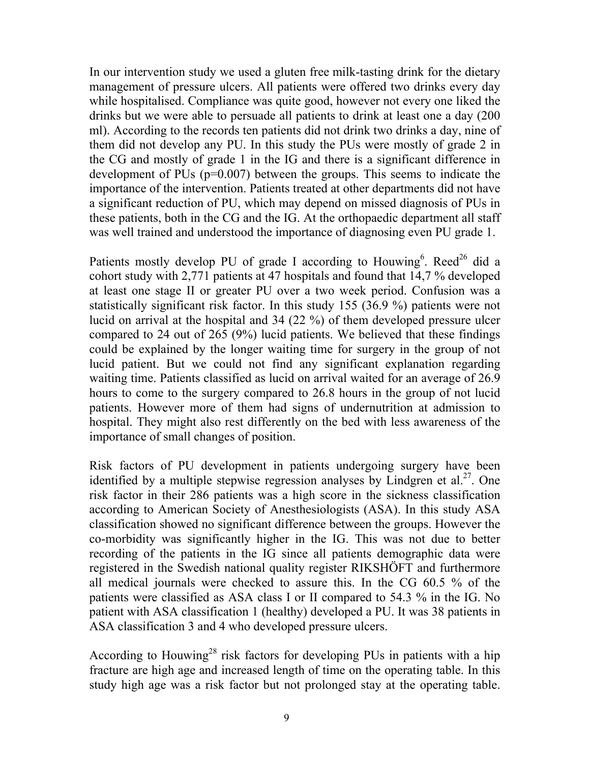In our intervention study we used a gluten free milk-tasting drink for the dietary management of pressure ulcers. All patients were offered two drinks every day while hospitalised. Compliance was quite good, however not every one liked the drinks but we were able to persuade all patients to drink at least one a day (200 ml). According to the records ten patients did not drink two drinks a day, nine of them did not develop any PU. In this study the PUs were mostly of grade 2 in the CG and mostly of grade 1 in the IG and there is a significant difference in development of PUs ($p=0.007$) between the groups. This seems to indicate the importance of the intervention. Patients treated at other departments did not have a significant reduction of PU, which may depend on missed diagnosis of PUs in these patients, both in the CG and the IG. At the orthopaedic department all staff was well trained and understood the importance of diagnosing even PU grade 1.

Patients mostly develop PU of grade I according to Houwing[6]. Reed[26] did a cohort study with 2,771 patients at 47 hospitals and found that 14,7 % developed at least one stage II or greater PU over a two week period. Confusion was a statistically significant risk factor. In this study 155 (36.9 %) patients were not lucid on arrival at the hospital and 34 (22 %) of them developed pressure ulcer compared to 24 out of 265 (9%) lucid patients. We believed that these findings could be explained by the longer waiting time for surgery in the group of not lucid patient. But we could not find any significant explanation regarding waiting time. Patients classified as lucid on arrival waited for an average of 26.9 hours to come to the surgery compared to 26.8 hours in the group of not lucid patients. However more of them had signs of undernutrition at admission to hospital. They might also rest differently on the bed with less awareness of the importance of small changes of position.

Risk factors of PU development in patients undergoing surgery have been identified by a multiple stepwise regression analyses by Lindgren et al.[27]. One risk factor in their 286 patients was a high score in the sickness classification according to American Society of Anesthesiologists (ASA). In this study ASA classification showed no significant difference between the groups. However the co-morbidity was significantly higher in the IG. This was not due to better recording of the patients in the IG since all patients demographic data were registered in the Swedish national quality register RIKSHÖFT and furthermore all medical journals were checked to assure this. In the CG 60.5 % of the patients were classified as ASA class I or II compared to 54.3 % in the IG. No patient with ASA classification 1 (healthy) developed a PU. It was 38 patients in ASA classification 3 and 4 who developed pressure ulcers.

According to Houwing[28] risk factors for developing PUs in patients with a hip fracture are high age and increased length of time on the operating table. In this study high age was a risk factor but not prolonged stay at the operating table.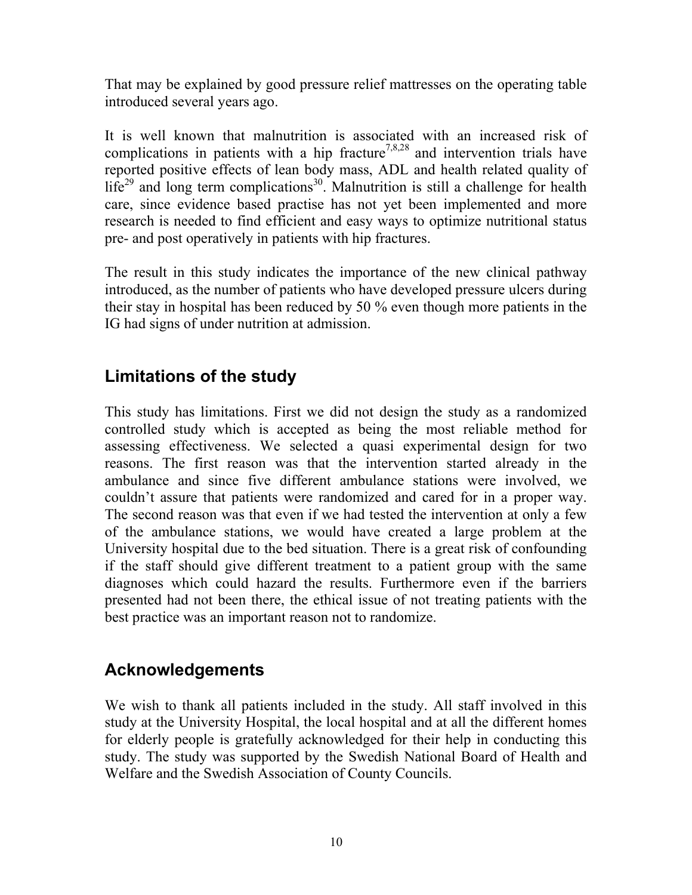That may be explained by good pressure relief mattresses on the operating table introduced several years ago.

It is well known that malnutrition is associated with an increased risk of complications in patients with a hip fracture[7,8,28] and intervention trials have reported positive effects of lean body mass, ADL and health related quality of life[29] and long term complications[30]. Malnutrition is still a challenge for health care, since evidence based practise has not yet been implemented and more research is needed to find efficient and easy ways to optimize nutritional status pre- and post operatively in patients with hip fractures.

The result in this study indicates the importance of the new clinical pathway introduced, as the number of patients who have developed pressure ulcers during their stay in hospital has been reduced by 50 % even though more patients in the IG had signs of under nutrition at admission.

## Limitations of the study

This study has limitations. First we did not design the study as a randomized controlled study which is accepted as being the most reliable method for assessing effectiveness. We selected a quasi experimental design for two reasons. The first reason was that the intervention started already in the ambulance and since five different ambulance stations were involved, we couldn't assure that patients were randomized and cared for in a proper way. The second reason was that even if we had tested the intervention at only a few of the ambulance stations, we would have created a large problem at the University hospital due to the bed situation. There is a great risk of confounding if the staff should give different treatment to a patient group with the same diagnoses which could hazard the results. Furthermore even if the barriers presented had not been there, the ethical issue of not treating patients with the best practice was an important reason not to randomize.

## Acknowledgements

We wish to thank all patients included in the study. All staff involved in this study at the University Hospital, the local hospital and at all the different homes for elderly people is gratefully acknowledged for their help in conducting this study. The study was supported by the Swedish National Board of Health and Welfare and the Swedish Association of County Councils.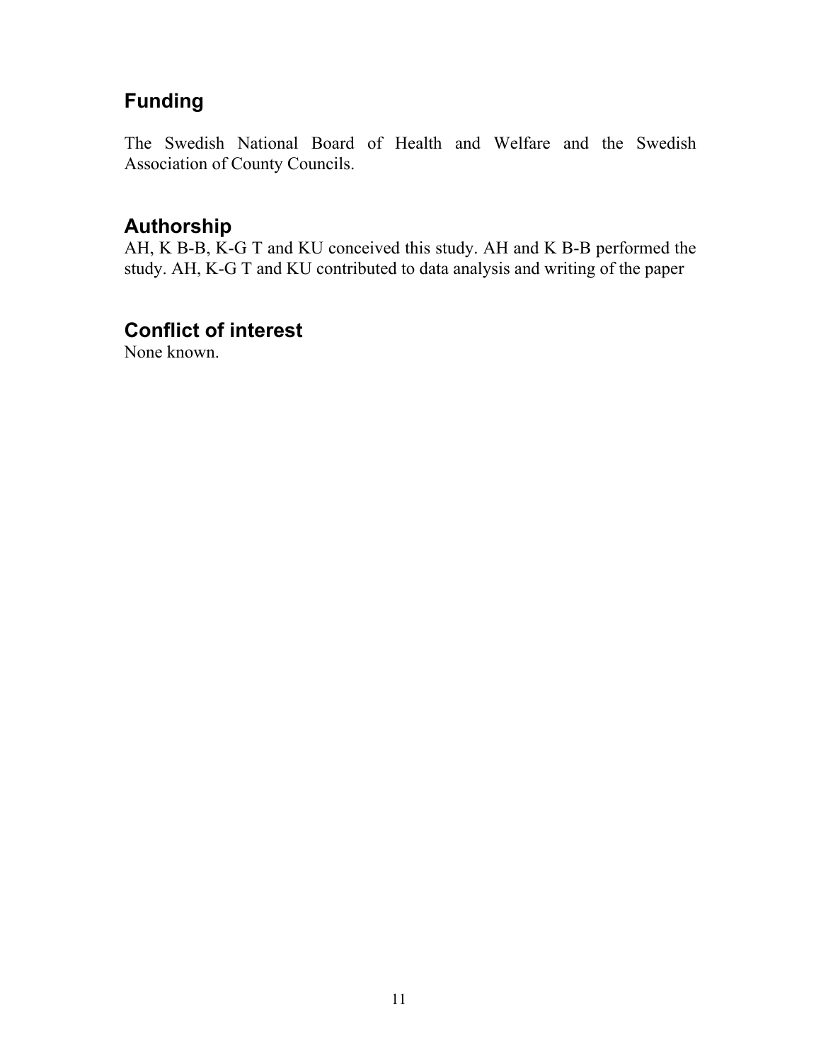## Funding

The Swedish National Board of Health and Welfare and the Swedish Association of County Councils.

## Authorship

AH, K B-B, K-G T and KU conceived this study. AH and K B-B performed the study. AH, K-G T and KU contributed to data analysis and writing of the paper

## Conflict of interest

None known.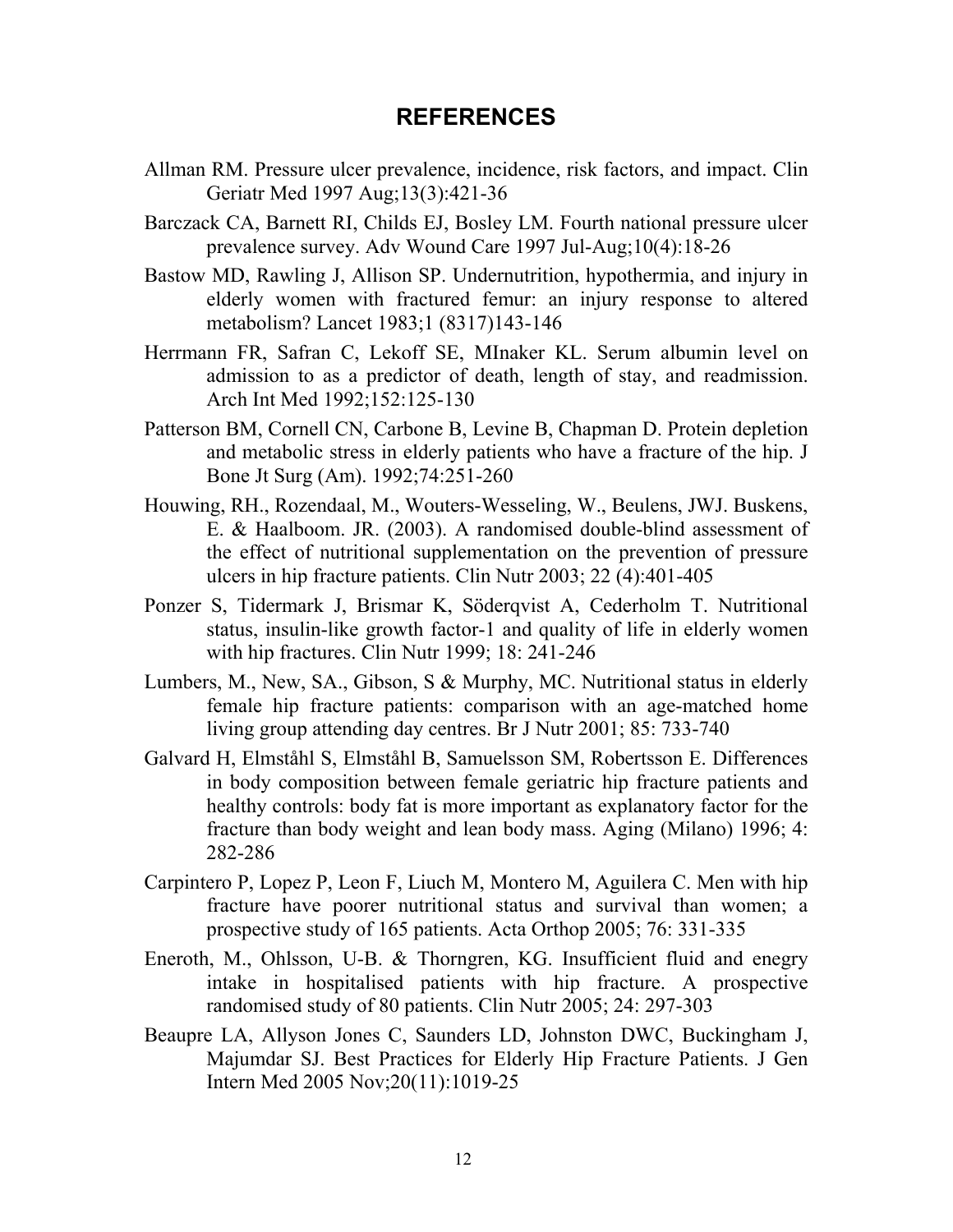## REFERENCES

Allman RM. Pressure ulcer prevalence, incidence, risk factors, and impact. Clin Geriatr Med 1997 Aug;13(3):421-36

Barczack CA, Barnett RI, Childs EJ, Bosley LM. Fourth national pressure ulcer prevalence survey. Adv Wound Care 1997 Jul-Aug;10(4):18-26

Bastow MD, Rawling J, Allison SP. Undernutrition, hypothermia, and injury in elderly women with fractured femur: an injury response to altered metabolism? Lancet 1983;1 (8317)143-146

Herrmann FR, Safran C, Lekoff SE, MInaker KL. Serum albumin level on admission to as a predictor of death, length of stay, and readmission. Arch Int Med 1992;152:125-130

Patterson BM, Cornell CN, Carbone B, Levine B, Chapman D. Protein depletion and metabolic stress in elderly patients who have a fracture of the hip. J Bone Jt Surg (Am). 1992;74:251-260

Houwing, RH., Rozendaal, M., Wouters-Wesseling, W., Beulens, JWJ. Buskens, E. & Haalboom. JR. (2003). A randomised double-blind assessment of the effect of nutritional supplementation on the prevention of pressure ulcers in hip fracture patients. Clin Nutr 2003; 22 (4):401-405

Ponzer S, Tidermark J, Brismar K, Söderqvist A, Cederholm T. Nutritional status, insulin-like growth factor-1 and quality of life in elderly women with hip fractures. Clin Nutr 1999; 18: 241-246

Lumbers, M., New, SA., Gibson, S & Murphy, MC. Nutritional status in elderly female hip fracture patients: comparison with an age-matched home living group attending day centres. Br J Nutr 2001; 85: 733-740

Galvard H, Elmståhl S, Elmståhl B, Samuelsson SM, Robertsson E. Differences in body composition between female geriatric hip fracture patients and healthy controls: body fat is more important as explanatory factor for the fracture than body weight and lean body mass. Aging (Milano) 1996; 4: 282-286

Carpintero P, Lopez P, Leon F, Liuch M, Montero M, Aguilera C. Men with hip fracture have poorer nutritional status and survival than women; a prospective study of 165 patients. Acta Orthop 2005; 76: 331-335

Eneroth, M., Ohlsson, U-B. & Thorngren, KG. Insufficient fluid and enegry intake in hospitalised patients with hip fracture. A prospective randomised study of 80 patients. Clin Nutr 2005; 24: 297-303

Beaupre LA, Allyson Jones C, Saunders LD, Johnston DWC, Buckingham J, Majumdar SJ. Best Practices for Elderly Hip Fracture Patients. J Gen Intern Med 2005 Nov;20(11):1019-25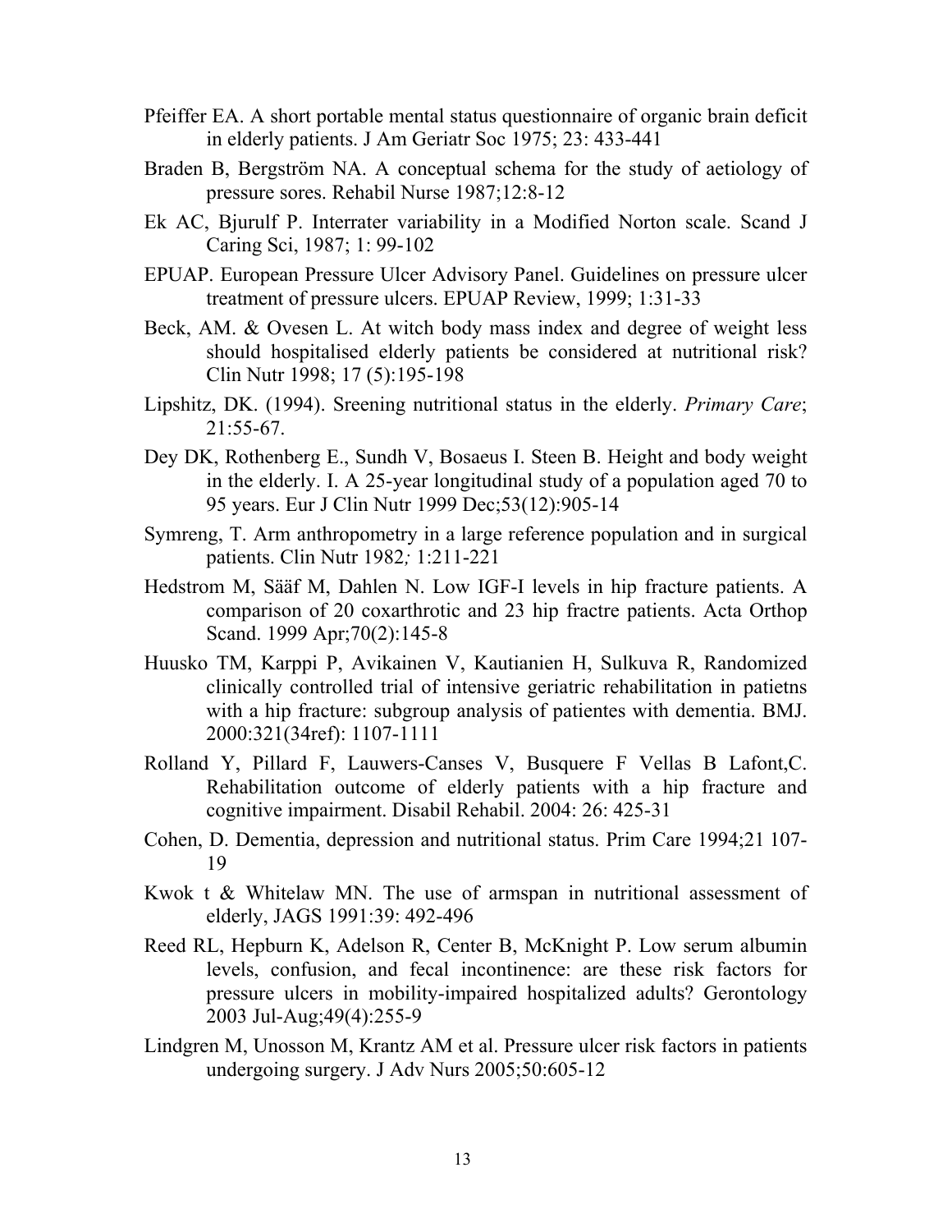Pfeiffer EA. A short portable mental status questionnaire of organic brain deficit in elderly patients. J Am Geriatr Soc 1975; 23: 433-441

Braden B, Bergström NA. A conceptual schema for the study of aetiology of pressure sores. Rehabil Nurse 1987;12:8-12

Ek AC, Bjurulf P. Interrater variability in a Modified Norton scale. Scand J Caring Sci, 1987; 1: 99-102

EPUAP. European Pressure Ulcer Advisory Panel. Guidelines on pressure ulcer treatment of pressure ulcers. EPUAP Review, 1999; 1:31-33

Beck, AM. & Ovesen L. At witch body mass index and degree of weight less should hospitalised elderly patients be considered at nutritional risk? Clin Nutr 1998; 17 (5):195-198

Lipshitz, DK. (1994). Sreening nutritional status in the elderly. *Primary Care*; 21:55-67.

Dey DK, Rothenberg E., Sundh V, Bosaeus I. Steen B. Height and body weight in the elderly. I. A 25-year longitudinal study of a population aged 70 to 95 years. Eur J Clin Nutr 1999 Dec;53(12):905-14

Symreng, T. Arm anthropometry in a large reference population and in surgical patients. Clin Nutr 1982*;* 1:211-221

Hedstrom M, Sääf M, Dahlen N. Low IGF-I levels in hip fracture patients. A comparison of 20 coxarthrotic and 23 hip fractre patients. Acta Orthop Scand. 1999 Apr;70(2):145-8

Huusko TM, Karppi P, Avikainen V, Kautianien H, Sulkuva R, Randomized clinically controlled trial of intensive geriatric rehabilitation in patietns with a hip fracture: subgroup analysis of patientes with dementia. BMJ. 2000:321(34ref): 1107-1111

Rolland Y, Pillard F, Lauwers-Canses V, Busquere F Vellas B Lafont,C. Rehabilitation outcome of elderly patients with a hip fracture and cognitive impairment. Disabil Rehabil. 2004: 26: 425-31

Cohen, D. Dementia, depression and nutritional status. Prim Care 1994;21 107-19

Kwok t & Whitelaw MN. The use of armspan in nutritional assessment of elderly, JAGS 1991:39: 492-496

Reed RL, Hepburn K, Adelson R, Center B, McKnight P. Low serum albumin levels, confusion, and fecal incontinence: are these risk factors for pressure ulcers in mobility-impaired hospitalized adults? Gerontology 2003 Jul-Aug;49(4):255-9

Lindgren M, Unosson M, Krantz AM et al. Pressure ulcer risk factors in patients undergoing surgery. J Adv Nurs 2005;50:605-12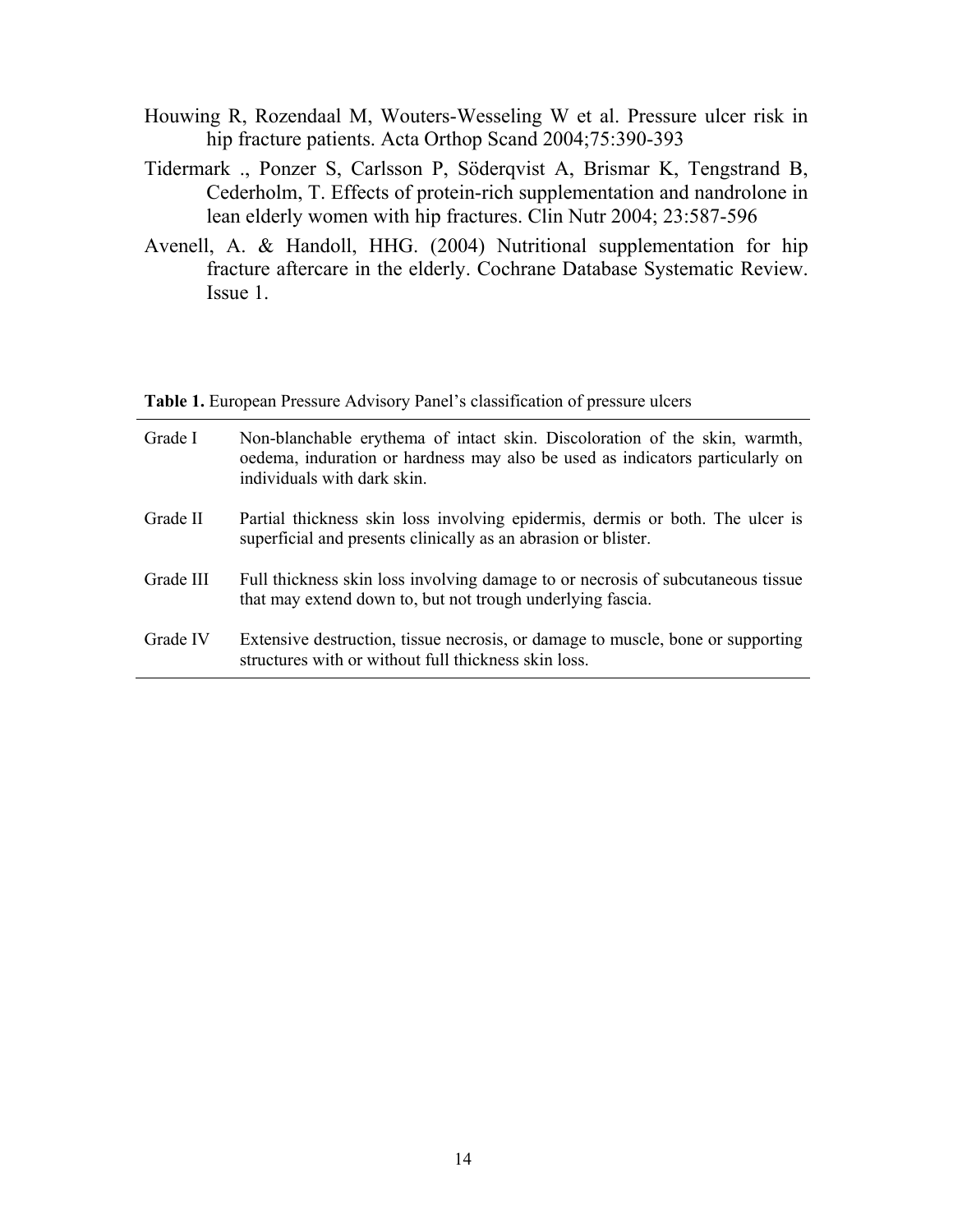Houwing R, Rozendaal M, Wouters-Wesseling W et al. Pressure ulcer risk in hip fracture patients. Acta Orthop Scand 2004;75:390-393

Tidermark ., Ponzer S, Carlsson P, Söderqvist A, Brismar K, Tengstrand B, Cederholm, T. Effects of protein-rich supplementation and nandrolone in lean elderly women with hip fractures. Clin Nutr 2004; 23:587-596

Avenell, A. & Handoll, HHG. (2004) Nutritional supplementation for hip fracture aftercare in the elderly. Cochrane Database Systematic Review. Issue 1.

**Table 1.** European Pressure Advisory Panel's classification of pressure ulcers

| | |
|---|---|
| Grade I | Non-blanchable erythema of intact skin. Discoloration of the skin, warmth, oedema, induration or hardness may also be used as indicators particularly on individuals with dark skin. |
| Grade II | Partial thickness skin loss involving epidermis, dermis or both. The ulcer is superficial and presents clinically as an abrasion or blister. |
| Grade III | Full thickness skin loss involving damage to or necrosis of subcutaneous tissue that may extend down to, but not trough underlying fascia. |
| Grade IV | Extensive destruction, tissue necrosis, or damage to muscle, bone or supporting structures with or without full thickness skin loss. |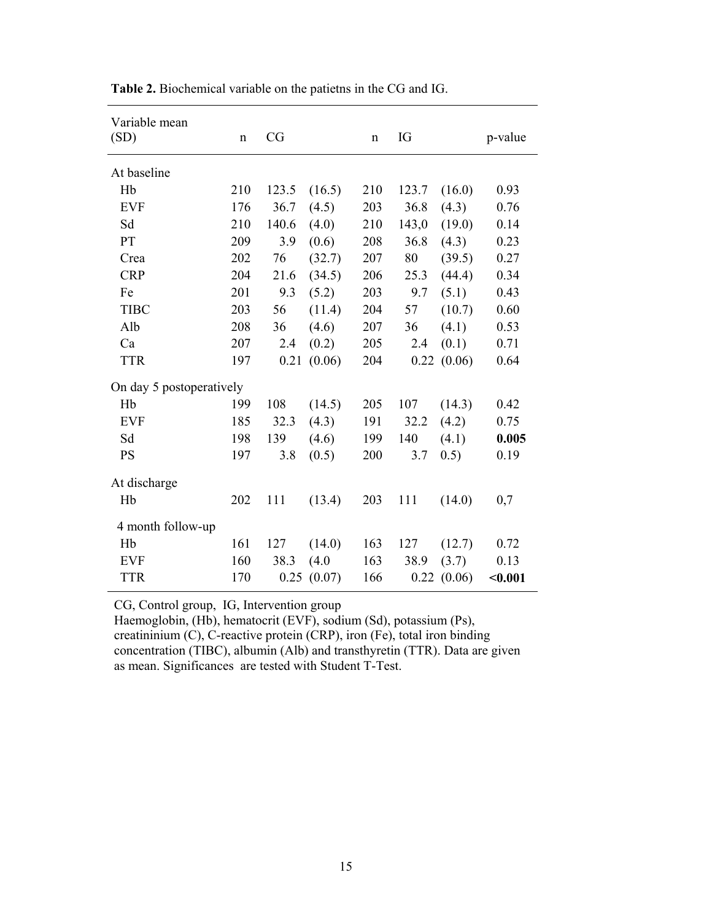**Table 2.** Biochemical variable on the patietns in the CG and IG.

| Variable mean (SD) | n | CG | | n | IG | | p-value |
|---|---|---|---|---|---|---|---|
| At baseline | | | | | | | |
| Hb | 210 | 123.5 | (16.5) | 210 | 123.7 | (16.0) | 0.93 |
| EVF | 176 | 36.7 | (4.5) | 203 | 36.8 | (4.3) | 0.76 |
| Sd | 210 | 140.6 | (4.0) | 210 | 143,0 | (19.0) | 0.14 |
| PT | 209 | 3.9 | (0.6) | 208 | 36.8 | (4.3) | 0.23 |
| Crea | 202 | 76 | (32.7) | 207 | 80 | (39.5) | 0.27 |
| CRP | 204 | 21.6 | (34.5) | 206 | 25.3 | (44.4) | 0.34 |
| Fe | 201 | 9.3 | (5.2) | 203 | 9.7 | (5.1) | 0.43 |
| TIBC | 203 | 56 | (11.4) | 204 | 57 | (10.7) | 0.60 |
| Alb | 208 | 36 | (4.6) | 207 | 36 | (4.1) | 0.53 |
| Ca | 207 | 2.4 | (0.2) | 205 | 2.4 | (0.1) | 0.71 |
| TTR | 197 | 0.21 | (0.06) | 204 | 0.22 | (0.06) | 0.64 |
| On day 5 postoperatively | | | | | | | |
| Hb | 199 | 108 | (14.5) | 205 | 107 | (14.3) | 0.42 |
| EVF | 185 | 32.3 | (4.3) | 191 | 32.2 | (4.2) | 0.75 |
| Sd | 198 | 139 | (4.6) | 199 | 140 | (4.1) | **0.005** |
| PS | 197 | 3.8 | (0.5) | 200 | 3.7 | 0.5) | 0.19 |
| At discharge | | | | | | | |
| Hb | 202 | 111 | (13.4) | 203 | 111 | (14.0) | 0,7 |
| 4 month follow-up | | | | | | | |
| Hb | 161 | 127 | (14.0) | 163 | 127 | (12.7) | 0.72 |
| EVF | 160 | 38.3 | (4.0 | 163 | 38.9 | (3.7) | 0.13 |
| TTR | 170 | 0.25 | (0.07) | 166 | 0.22 | (0.06) | **<0.001** |

CG, Control group, IG, Intervention group
Haemoglobin, (Hb), hematocrit (EVF), sodium (Sd), potassium (Ps), creatininium (C), C-reactive protein (CRP), iron (Fe), total iron binding concentration (TIBC), albumin (Alb) and transthyretin (TTR). Data are given as mean. Significances are tested with Student T-Test.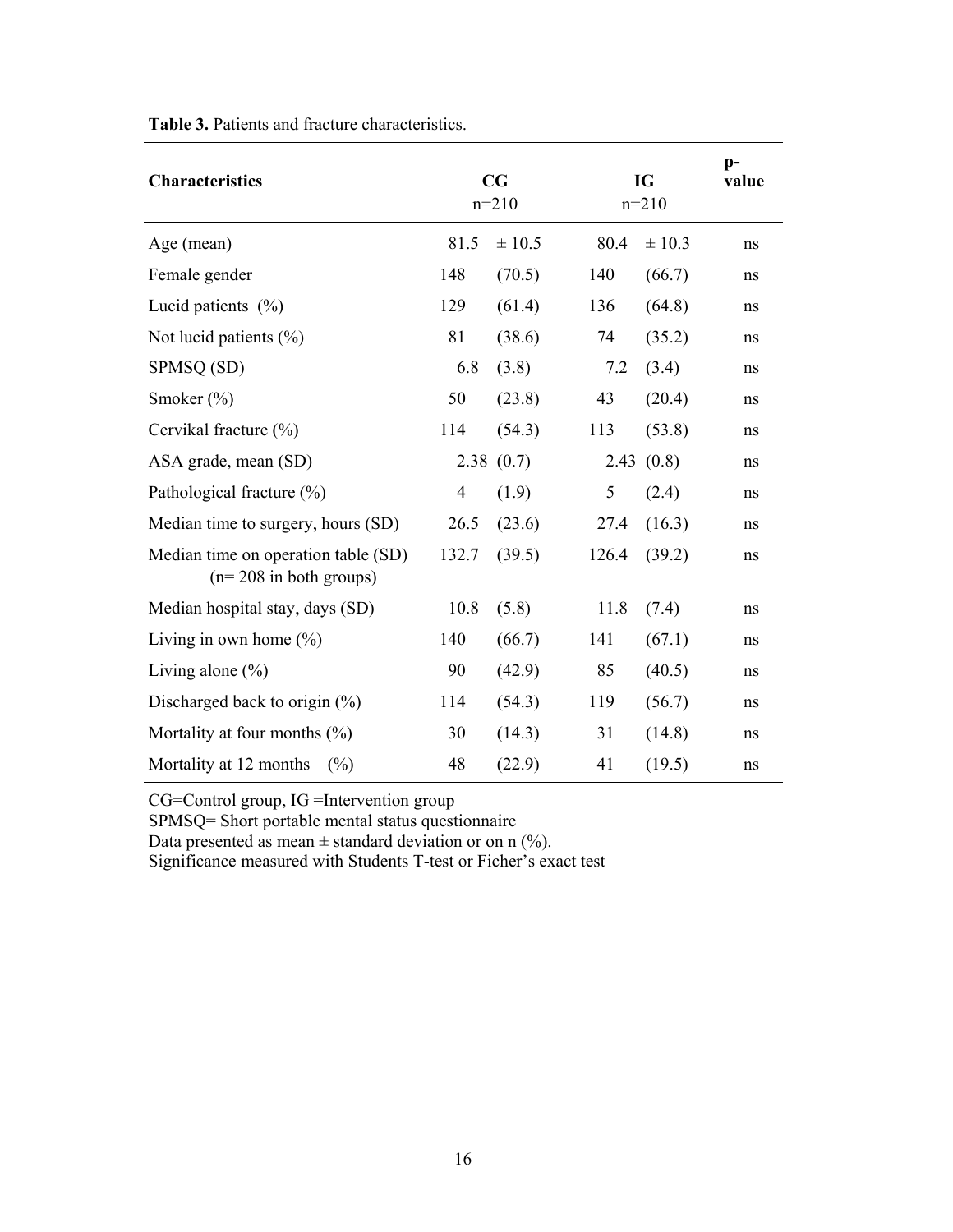**Table 3.** Patients and fracture characteristics.

| Characteristics | CG n=210 | | IG n=210 | | p-value |
|---|---|---|---|---|---|
| Age (mean) | 81.5 | ± 10.5 | 80.4 | ± 10.3 | ns |
| Female gender | 148 | (70.5) | 140 | (66.7) | ns |
| Lucid patients (%) | 129 | (61.4) | 136 | (64.8) | ns |
| Not lucid patients (%) | 81 | (38.6) | 74 | (35.2) | ns |
| SPMSQ (SD) | 6.8 | (3.8) | 7.2 | (3.4) | ns |
| Smoker (%) | 50 | (23.8) | 43 | (20.4) | ns |
| Cervikal fracture (%) | 114 | (54.3) | 113 | (53.8) | ns |
| ASA grade, mean (SD) | 2.38 | (0.7) | 2.43 | (0.8) | ns |
| Pathological fracture (%) | 4 | (1.9) | 5 | (2.4) | ns |
| Median time to surgery, hours (SD) | 26.5 | (23.6) | 27.4 | (16.3) | ns |
| Median time on operation table (SD) (n= 208 in both groups) | 132.7 | (39.5) | 126.4 | (39.2) | ns |
| Median hospital stay, days (SD) | 10.8 | (5.8) | 11.8 | (7.4) | ns |
| Living in own home (%) | 140 | (66.7) | 141 | (67.1) | ns |
| Living alone (%) | 90 | (42.9) | 85 | (40.5) | ns |
| Discharged back to origin (%) | 114 | (54.3) | 119 | (56.7) | ns |
| Mortality at four months (%) | 30 | (14.3) | 31 | (14.8) | ns |
| Mortality at 12 months (%) | 48 | (22.9) | 41 | (19.5) | ns |

CG=Control group, IG =Intervention group
SPMSQ= Short portable mental status questionnaire
Data presented as mean ± standard deviation or on n (%).
Significance measured with Students T-test or Ficher's exact test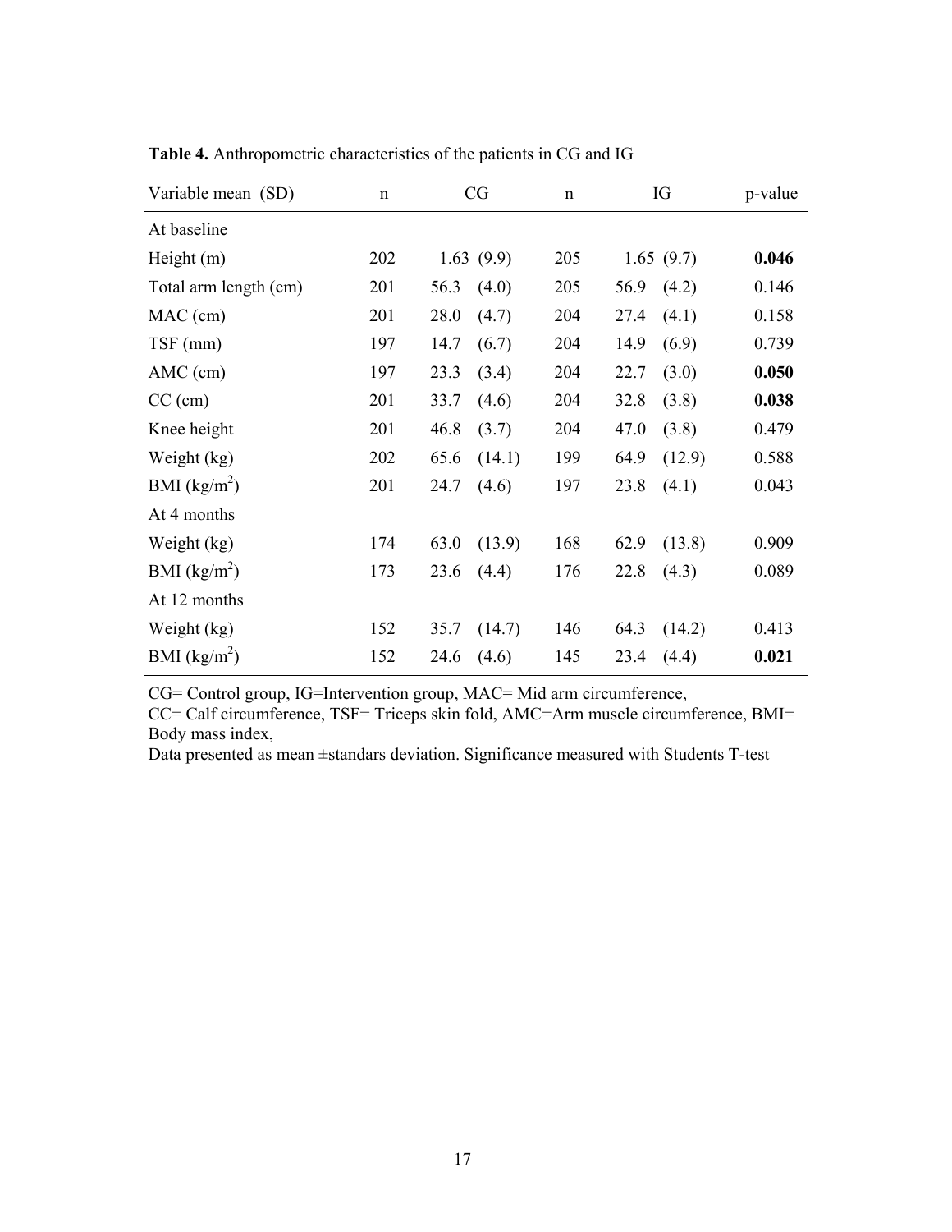**Table 4.** Anthropometric characteristics of the patients in CG and IG

| Variable mean (SD) | n | CG | n | IG | p-value |
|---|---|---|---|---|---|
| At baseline | | | | | |
| Height (m) | 202 | 1.63 (9.9) | 205 | 1.65 (9.7) | **0.046** |
| Total arm length (cm) | 201 | 56.3 (4.0) | 205 | 56.9 (4.2) | 0.146 |
| MAC (cm) | 201 | 28.0 (4.7) | 204 | 27.4 (4.1) | 0.158 |
| TSF (mm) | 197 | 14.7 (6.7) | 204 | 14.9 (6.9) | 0.739 |
| AMC (cm) | 197 | 23.3 (3.4) | 204 | 22.7 (3.0) | **0.050** |
| CC (cm) | 201 | 33.7 (4.6) | 204 | 32.8 (3.8) | **0.038** |
| Knee height | 201 | 46.8 (3.7) | 204 | 47.0 (3.8) | 0.479 |
| Weight (kg) | 202 | 65.6 (14.1) | 199 | 64.9 (12.9) | 0.588 |
| BMI (kg/m$^2$) | 201 | 24.7 (4.6) | 197 | 23.8 (4.1) | 0.043 |
| At 4 months | | | | | |
| Weight (kg) | 174 | 63.0 (13.9) | 168 | 62.9 (13.8) | 0.909 |
| BMI (kg/m$^2$) | 173 | 23.6 (4.4) | 176 | 22.8 (4.3) | 0.089 |
| At 12 months | | | | | |
| Weight (kg) | 152 | 35.7 (14.7) | 146 | 64.3 (14.2) | 0.413 |
| BMI (kg/m$^2$) | 152 | 24.6 (4.6) | 145 | 23.4 (4.4) | **0.021** |

CG= Control group, IG=Intervention group, MAC= Mid arm circumference,
CC= Calf circumference, TSF= Triceps skin fold, AMC=Arm muscle circumference, BMI= Body mass index,
Data presented as mean ±standars deviation. Significance measured with Students T-test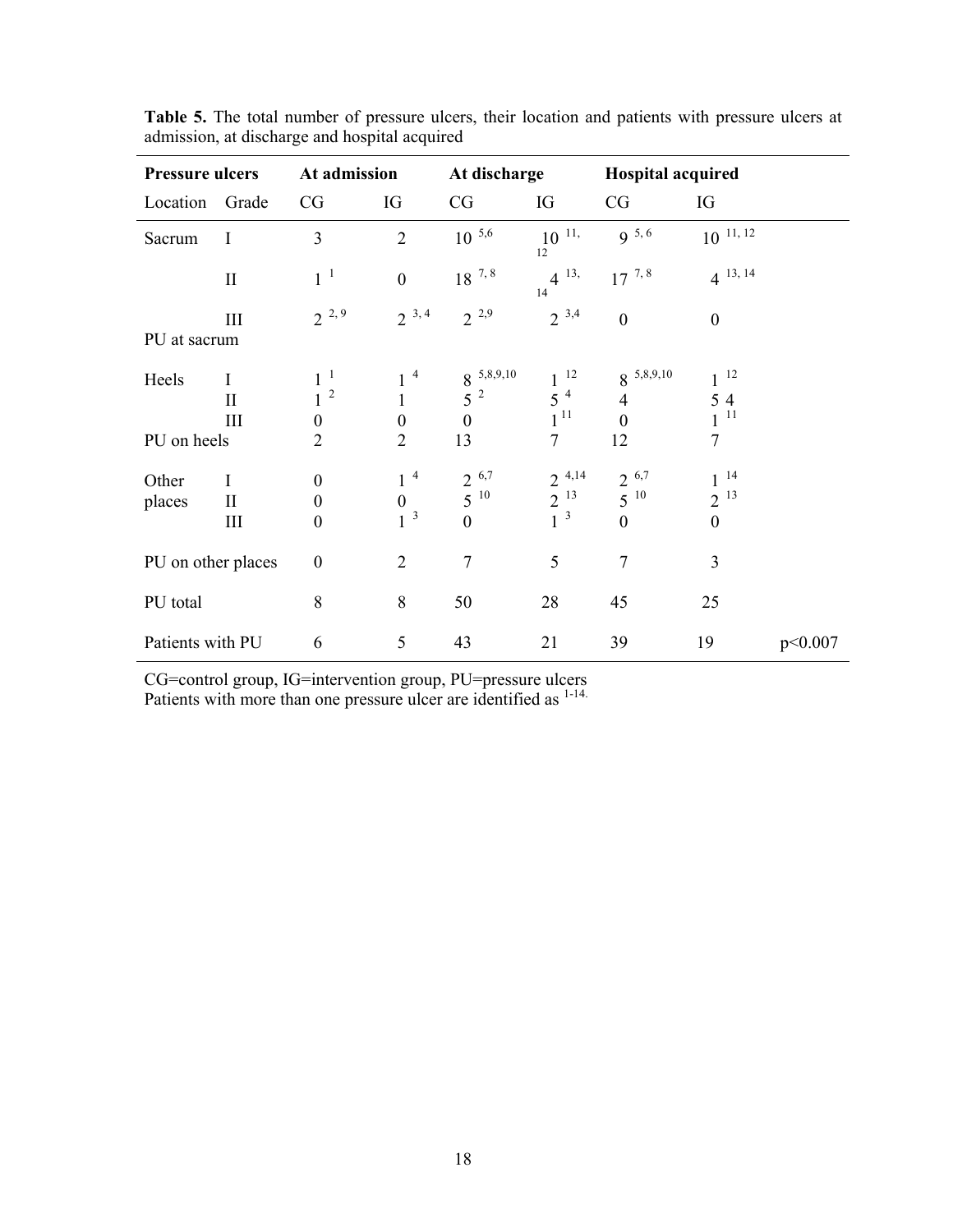**Table 5.** The total number of pressure ulcers, their location and patients with pressure ulcers at admission, at discharge and hospital acquired

| Pressure ulcers | | At admission | | At discharge | | Hospital acquired | | |
|---|---|---|---|---|---|---|---|---|
| Location | Grade | CG | IG | CG | IG | CG | IG | |
| Sacrum | I | 3 | 2 | 10 [5,6] | 10 [11,12] | 9 [5,6] | 10 [11,12] | |
| | II | 1 [1] | 0 | 18 [7,8] | 4 [13,14] | 17 [7,8] | 4 [13,14] | |
| | III | 2 [2,9] | 2 [3,4] | 2 [2,9] | 2 [3,4] | 0 | 0 | |
| PU at sacrum | | | | | | | | |
| Heels | I | 1 [1] | 1 [4] | 8 [5,8,9,10] | 1 [12] | 8 [5,8,9,10] | 1 [12] | |
| | II | 1 [2] | 1 | 5 [2] | 5 [4] | 4 | 5 4 | |
| | III | 0 | 0 | 0 | 1 [11] | 0 | 1 [11] | |
| PU on heels | | 2 | 2 | 13 | 7 | 12 | 7 | |
| Other places | I | 0 | 1 [4] | 2 [6,7] | 2 [4,14] | 2 [6,7] | 1 [14] | |
| | II | 0 | 0 | 5 [10] | 2 [13] | 5 [10] | 2 [13] | |
| | III | 0 | 1 [3] | 0 | 1 [3] | 0 | 0 | |
| PU on other places | | 0 | 2 | 7 | 5 | 7 | 3 | |
| PU total | | 8 | 8 | 50 | 28 | 45 | 25 | |
| Patients with PU | | 6 | 5 | 43 | 21 | 39 | 19 | $p<0.007$ |

CG=control group, IG=intervention group, PU=pressure ulcers
Patients with more than one pressure ulcer are identified as [1-14].